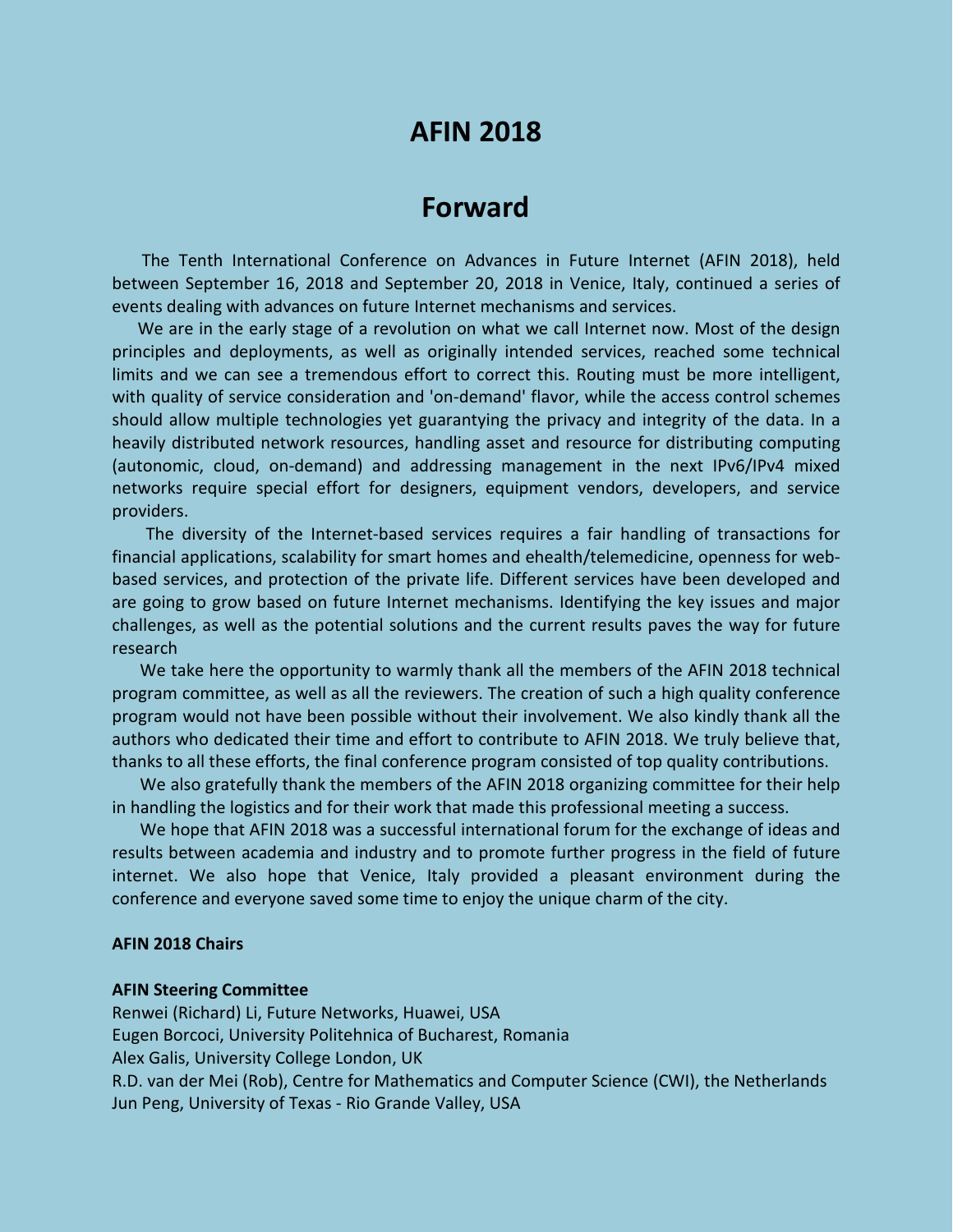# AFIN 2018

## Forward

The Tenth International Conference on Advances in Future Internet (AFIN 2018), held between September 16, 2018 and September 20, 2018 in Venice, Italy, continued a series of events dealing with advances on future Internet mechanisms and services.

We are in the early stage of a revolution on what we call Internet now. Most of the design principles and deployments, as well as originally intended services, reached some technical limits and we can see a tremendous effort to correct this. Routing must be more intelligent, with quality of service consideration and 'on-demand' flavor, while the access control schemes should allow multiple technologies yet guarantying the privacy and integrity of the data. In a heavily distributed network resources, handling asset and resource for distributing computing (autonomic, cloud, on-demand) and addressing management in the next IPv6/IPv4 mixed networks require special effort for designers, equipment vendors, developers, and service providers.

The diversity of the Internet-based services requires a fair handling of transactions for financial applications, scalability for smart homes and ehealth/telemedicine, openness for web-based services, and protection of the private life. Different services have been developed and are going to grow based on future Internet mechanisms. Identifying the key issues and major challenges, as well as the potential solutions and the current results paves the way for future research

We take here the opportunity to warmly thank all the members of the AFIN 2018 technical program committee, as well as all the reviewers. The creation of such a high quality conference program would not have been possible without their involvement. We also kindly thank all the authors who dedicated their time and effort to contribute to AFIN 2018. We truly believe that, thanks to all these efforts, the final conference program consisted of top quality contributions.

We also gratefully thank the members of the AFIN 2018 organizing committee for their help in handling the logistics and for their work that made this professional meeting a success.

We hope that AFIN 2018 was a successful international forum for the exchange of ideas and results between academia and industry and to promote further progress in the field of future internet. We also hope that Venice, Italy provided a pleasant environment during the conference and everyone saved some time to enjoy the unique charm of the city.

**AFIN 2018 Chairs**

**AFIN Steering Committee**

Renwei (Richard) Li, Future Networks, Huawei, USA
Eugen Borcoci, University Politehnica of Bucharest, Romania
Alex Galis, University College London, UK
R.D. van der Mei (Rob), Centre for Mathematics and Computer Science (CWI), the Netherlands
Jun Peng, University of Texas - Rio Grande Valley, USA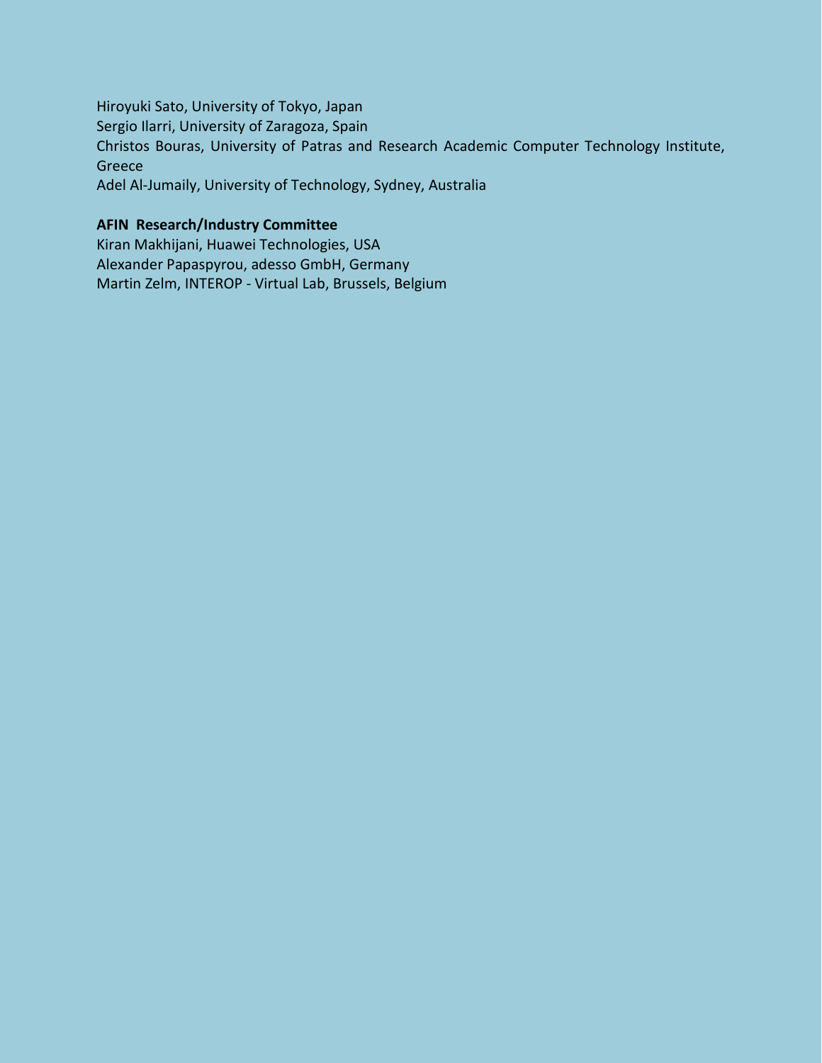Hiroyuki Sato, University of Tokyo, Japan
Sergio Ilarri, University of Zaragoza, Spain
Christos Bouras, University of Patras and Research Academic Computer Technology Institute, Greece
Adel Al-Jumaily, University of Technology, Sydney, Australia

**AFIN Research/Industry Committee**

Kiran Makhijani, Huawei Technologies, USA
Alexander Papaspyrou, adesso GmbH, Germany
Martin Zelm, INTEROP - Virtual Lab, Brussels, Belgium